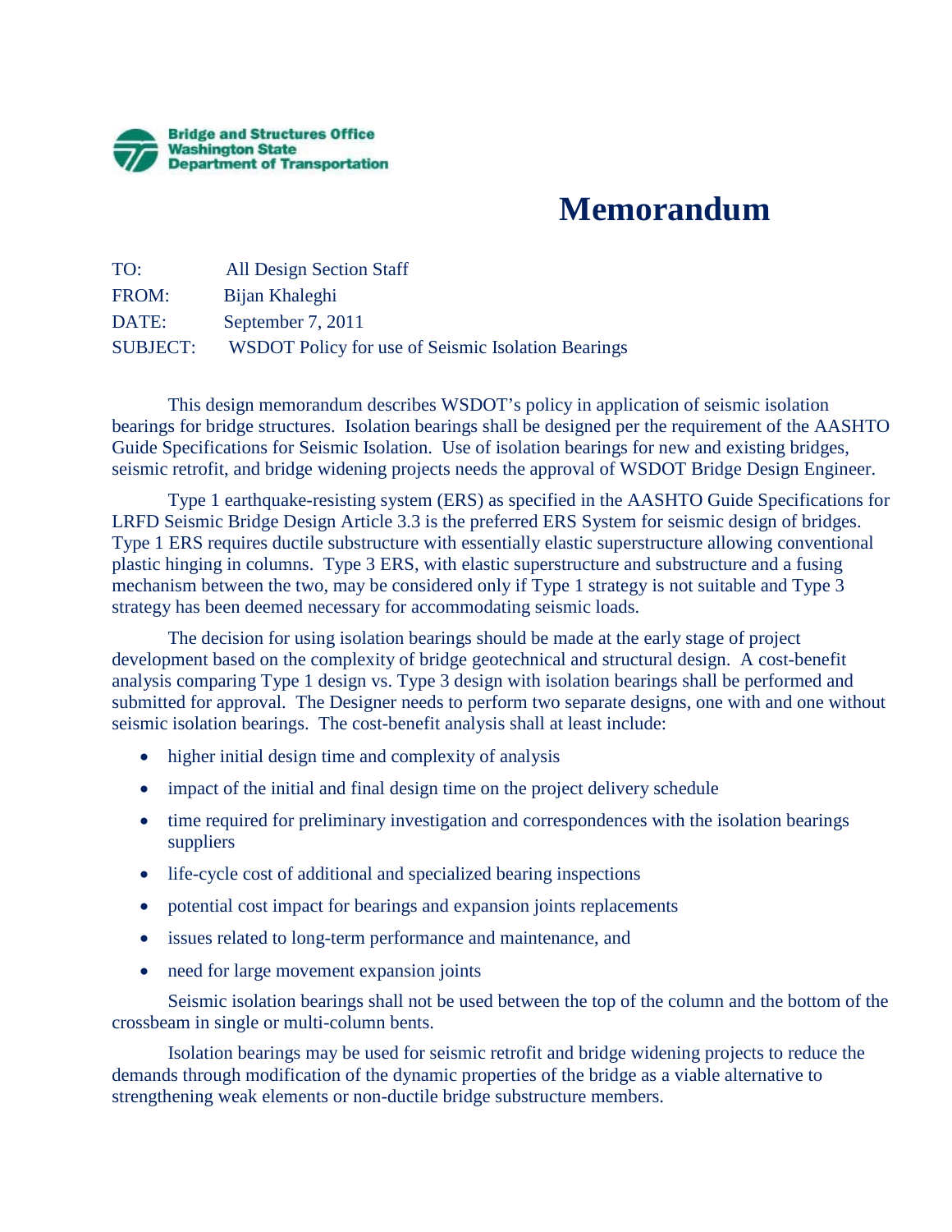Bridge and Structures Office
Washington State
Department of Transportation

# Memorandum

TO: All Design Section Staff
FROM: Bijan Khaleghi
DATE: September 7, 2011
SUBJECT: WSDOT Policy for use of Seismic Isolation Bearings

This design memorandum describes WSDOT's policy in application of seismic isolation bearings for bridge structures. Isolation bearings shall be designed per the requirement of the AASHTO Guide Specifications for Seismic Isolation. Use of isolation bearings for new and existing bridges, seismic retrofit, and bridge widening projects needs the approval of WSDOT Bridge Design Engineer.

Type 1 earthquake-resisting system (ERS) as specified in the AASHTO Guide Specifications for LRFD Seismic Bridge Design Article 3.3 is the preferred ERS System for seismic design of bridges. Type 1 ERS requires ductile substructure with essentially elastic superstructure allowing conventional plastic hinging in columns. Type 3 ERS, with elastic superstructure and substructure and a fusing mechanism between the two, may be considered only if Type 1 strategy is not suitable and Type 3 strategy has been deemed necessary for accommodating seismic loads.

The decision for using isolation bearings should be made at the early stage of project development based on the complexity of bridge geotechnical and structural design. A cost-benefit analysis comparing Type 1 design vs. Type 3 design with isolation bearings shall be performed and submitted for approval. The Designer needs to perform two separate designs, one with and one without seismic isolation bearings. The cost-benefit analysis shall at least include:

- higher initial design time and complexity of analysis
- impact of the initial and final design time on the project delivery schedule
- time required for preliminary investigation and correspondences with the isolation bearings suppliers
- life-cycle cost of additional and specialized bearing inspections
- potential cost impact for bearings and expansion joints replacements
- issues related to long-term performance and maintenance, and
- need for large movement expansion joints

Seismic isolation bearings shall not be used between the top of the column and the bottom of the crossbeam in single or multi-column bents.

Isolation bearings may be used for seismic retrofit and bridge widening projects to reduce the demands through modification of the dynamic properties of the bridge as a viable alternative to strengthening weak elements or non-ductile bridge substructure members.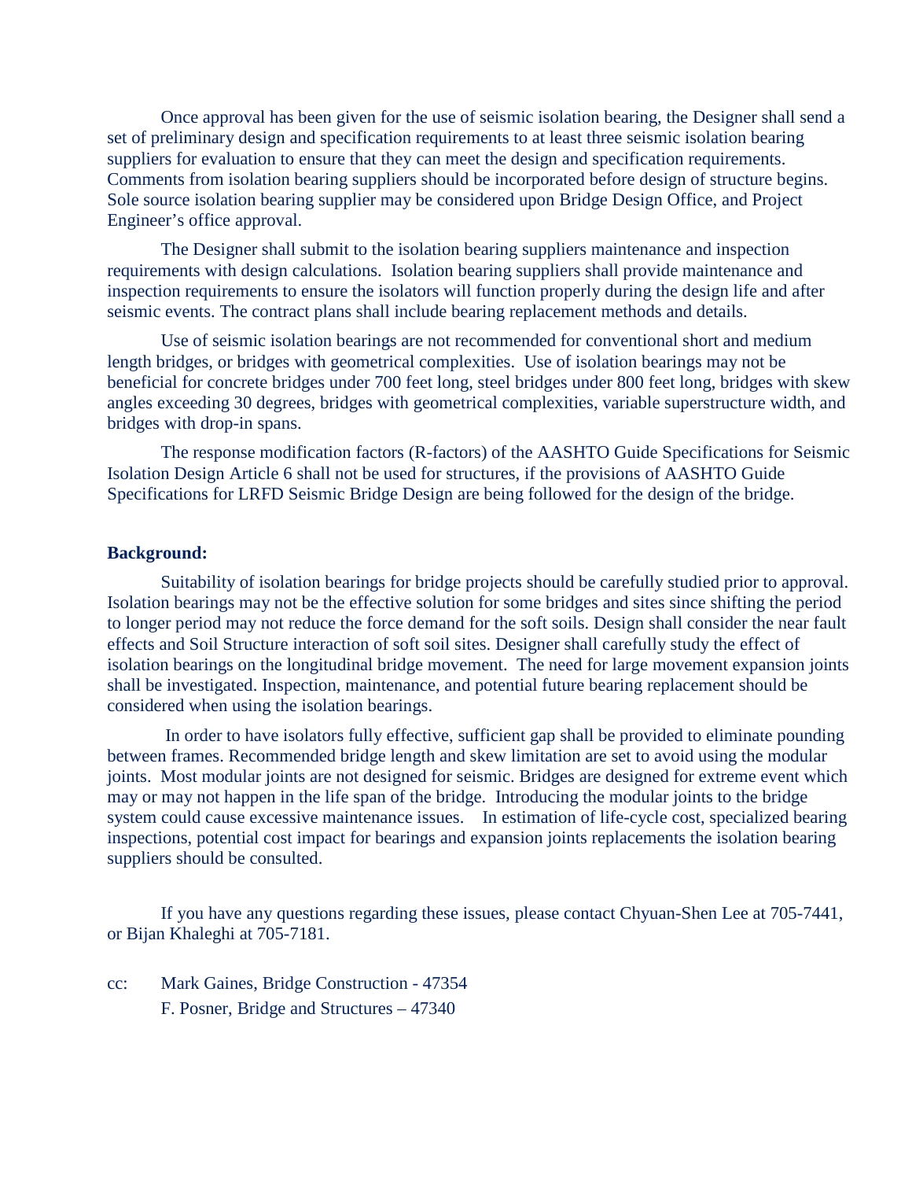Once approval has been given for the use of seismic isolation bearing, the Designer shall send a set of preliminary design and specification requirements to at least three seismic isolation bearing suppliers for evaluation to ensure that they can meet the design and specification requirements. Comments from isolation bearing suppliers should be incorporated before design of structure begins. Sole source isolation bearing supplier may be considered upon Bridge Design Office, and Project Engineer's office approval.

The Designer shall submit to the isolation bearing suppliers maintenance and inspection requirements with design calculations. Isolation bearing suppliers shall provide maintenance and inspection requirements to ensure the isolators will function properly during the design life and after seismic events. The contract plans shall include bearing replacement methods and details.

Use of seismic isolation bearings are not recommended for conventional short and medium length bridges, or bridges with geometrical complexities. Use of isolation bearings may not be beneficial for concrete bridges under 700 feet long, steel bridges under 800 feet long, bridges with skew angles exceeding 30 degrees, bridges with geometrical complexities, variable superstructure width, and bridges with drop-in spans.

The response modification factors (R-factors) of the AASHTO Guide Specifications for Seismic Isolation Design Article 6 shall not be used for structures, if the provisions of AASHTO Guide Specifications for LRFD Seismic Bridge Design are being followed for the design of the bridge.

**Background:**

Suitability of isolation bearings for bridge projects should be carefully studied prior to approval. Isolation bearings may not be the effective solution for some bridges and sites since shifting the period to longer period may not reduce the force demand for the soft soils. Design shall consider the near fault effects and Soil Structure interaction of soft soil sites. Designer shall carefully study the effect of isolation bearings on the longitudinal bridge movement. The need for large movement expansion joints shall be investigated. Inspection, maintenance, and potential future bearing replacement should be considered when using the isolation bearings.

In order to have isolators fully effective, sufficient gap shall be provided to eliminate pounding between frames. Recommended bridge length and skew limitation are set to avoid using the modular joints. Most modular joints are not designed for seismic. Bridges are designed for extreme event which may or may not happen in the life span of the bridge. Introducing the modular joints to the bridge system could cause excessive maintenance issues. In estimation of life-cycle cost, specialized bearing inspections, potential cost impact for bearings and expansion joints replacements the isolation bearing suppliers should be consulted.

If you have any questions regarding these issues, please contact Chyuan-Shen Lee at 705-7441, or Bijan Khaleghi at 705-7181.

cc: Mark Gaines, Bridge Construction - 47354
F. Posner, Bridge and Structures – 47340